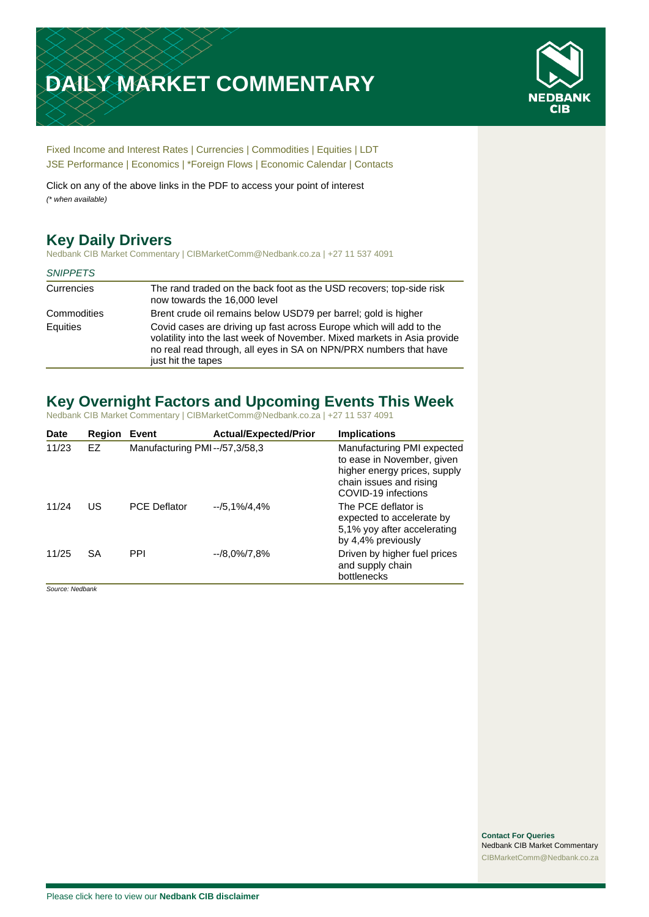# DAILY MARKET COMMENTARY

NEDBANK CIB

Fixed Income and Interest Rates | Currencies | Commodities | Equities | LDT
JSE Performance | Economics | *Foreign Flows | Economic Calendar | Contacts

Click on any of the above links in the PDF to access your point of interest
*(* when available)*

## Key Daily Drivers

Nedbank CIB Market Commentary | CIBMarketComm@Nedbank.co.za | +27 11 537 4091

| *SNIPPETS* | |
|---|---|
| Currencies | The rand traded on the back foot as the USD recovers; top-side risk now towards the 16,000 level |
| Commodities | Brent crude oil remains below USD79 per barrel; gold is higher |
| Equities | Covid cases are driving up fast across Europe which will add to the volatility into the last week of November. Mixed markets in Asia provide no real read through, all eyes in SA on NPN/PRX numbers that have just hit the tapes |

## Key Overnight Factors and Upcoming Events This Week

Nedbank CIB Market Commentary | CIBMarketComm@Nedbank.co.za | +27 11 537 4091

| Date | Region | Event | Actual/Expected/Prior | Implications |
|---|---|---|---|---|
| 11/23 | EZ | Manufacturing PMI | --/57,3/58,3 | Manufacturing PMI expected to ease in November, given higher energy prices, supply chain issues and rising COVID-19 infections |
| 11/24 | US | PCE Deflator | --/5,1%/4,4% | The PCE deflator is expected to accelerate by 5,1% yoy after accelerating by 4,4% previously |
| 11/25 | SA | PPI | --/8,0%/7,8% | Driven by higher fuel prices and supply chain bottlenecks |

*Source: Nedbank*

**Contact For Queries**
Nedbank CIB Market Commentary
CIBMarketComm@Nedbank.co.za

Please click here to view our **Nedbank CIB disclaimer**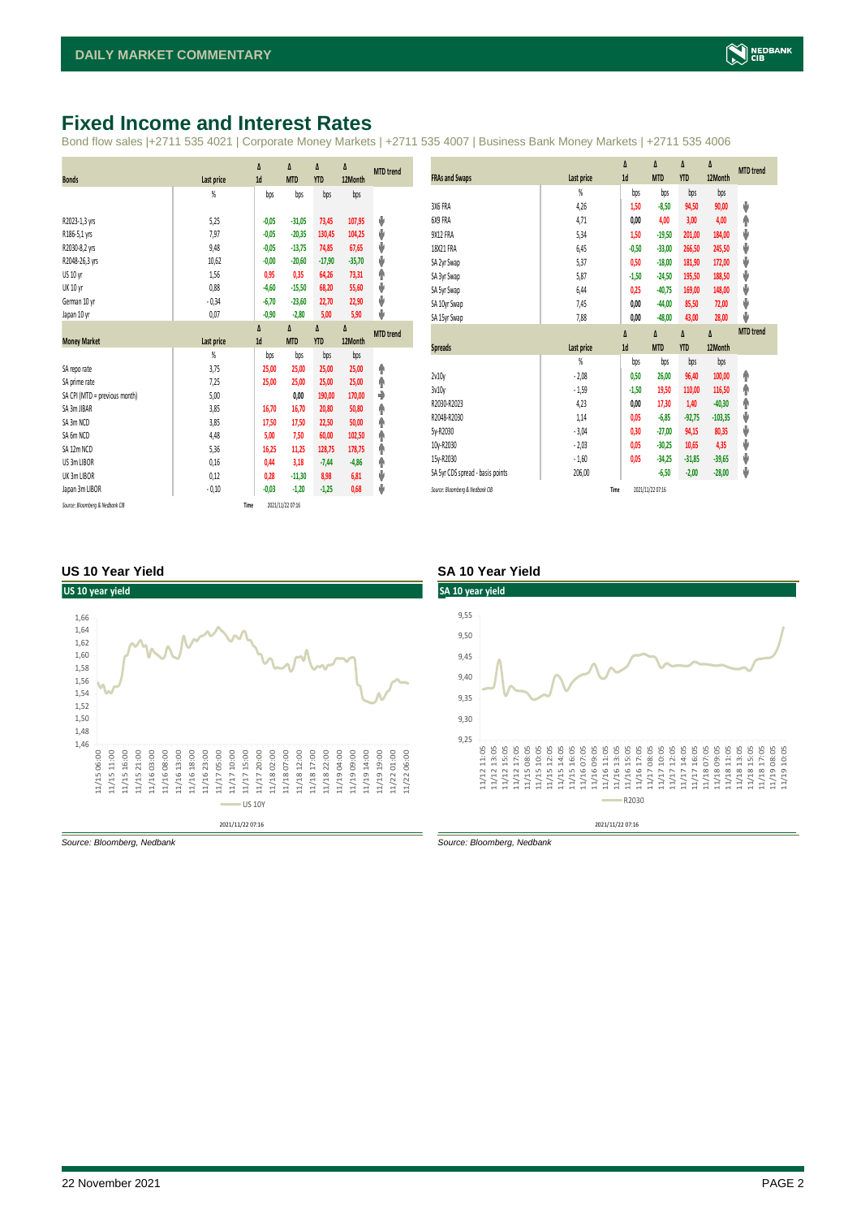# Fixed Income and Interest Rates

Bond flow sales |+2711 535 4021 | Corporate Money Markets | +2711 535 4007 | Business Bank Money Markets | +2711 535 4006

| Bonds | Last price | Δ 1d | Δ MTD | Δ YTD | Δ 12Month | MTD trend |
|---|---|---|---|---|---|---|
| | % | bps | bps | bps | bps | |
| R2023-1,3 yrs | 5,25 | -0,05 | -31,05 | 73,45 | 107,95 | ⬇ |
| R186-5,1 yrs | 7,97 | -0,05 | -20,35 | 130,45 | 104,25 | ⬇ |
| R2030-8,2 yrs | 9,48 | -0,05 | -13,75 | 74,85 | 67,65 | ⬇ |
| R2048-26,3 yrs | 10,62 | -0,00 | -20,60 | -17,90 | -35,70 | ⬇ |
| US 10 yr | 1,56 | 0,95 | 0,35 | 64,26 | 73,31 | ⬆ |
| UK 10 yr | 0,88 | -4,60 | -15,50 | 68,20 | 55,60 | ⬇ |
| German 10 yr | -0,34 | -6,70 | -23,60 | 22,70 | 22,90 | ⬇ |
| Japan 10 yr | 0,07 | -0,90 | -2,80 | 5,00 | 5,90 | ⬇ |

| Money Market | Last price | Δ 1d | Δ MTD | Δ YTD | Δ 12Month | MTD trend |
|---|---|---|---|---|---|---|
| | % | bps | bps | bps | bps | |
| SA repo rate | 3,75 | 25,00 | 25,00 | 25,00 | 25,00 | ⬆ |
| SA prime rate | 7,25 | 25,00 | 25,00 | 25,00 | 25,00 | ⬆ |
| SA CPI (MTD = previous month) | 5,00 | | 0,00 | 190,00 | 170,00 | ➡ |
| SA 3m JIBAR | 3,85 | 16,70 | 16,70 | 20,80 | 50,80 | ⬆ |
| SA 3m NCD | 3,85 | 17,50 | 17,50 | 22,50 | 50,00 | ⬆ |
| SA 6m NCD | 4,48 | 5,00 | 7,50 | 60,00 | 102,50 | ⬆ |
| SA 12m NCD | 5,36 | 16,25 | 11,25 | 128,75 | 178,75 | ⬆ |
| US 3m LIBOR | 0,16 | 0,44 | 3,18 | -7,44 | -4,86 | ⬆ |
| UK 3m LIBOR | 0,12 | 0,28 | -11,30 | 8,98 | 6,81 | ⬇ |
| Japan 3m LIBOR | -0,10 | -0,03 | -1,20 | -1,25 | 0,68 | ⬇ |

Source: Bloomberg & Nedbank CIB Time 2021/11/22 07:16

| FRAs and Swaps | Last price | Δ 1d | Δ MTD | Δ YTD | Δ 12Month | MTD trend |
|---|---|---|---|---|---|---|
| | % | bps | bps | bps | bps | |
| 3X6 FRA | 4,26 | 1,50 | -8,50 | 94,50 | 90,00 | ⬇ |
| 6X9 FRA | 4,71 | 0,00 | 4,00 | 3,00 | 4,00 | ⬆ |
| 9X12 FRA | 5,34 | 1,50 | -19,50 | 201,00 | 184,00 | ⬇ |
| 18X21 FRA | 6,45 | -0,50 | -33,00 | 266,50 | 245,50 | ⬇ |
| SA 2yr Swap | 5,37 | 0,50 | -18,00 | 181,90 | 172,00 | ⬇ |
| SA 3yr Swap | 5,87 | -1,50 | -24,50 | 195,50 | 188,50 | ⬇ |
| SA 5yr Swap | 6,44 | 0,25 | -40,75 | 169,00 | 148,00 | ⬇ |
| SA 10yr Swap | 7,45 | 0,00 | -44,00 | 85,50 | 72,00 | ⬇ |
| SA 15yr Swap | 7,88 | 0,00 | -48,00 | 43,00 | 28,00 | ⬇ |

| Spreads | Last price | Δ 1d | Δ MTD | Δ YTD | Δ 12Month | MTD trend |
|---|---|---|---|---|---|---|
| | % | bps | bps | bps | bps | |
| 2v10y | -2,08 | 0,50 | 26,00 | 96,40 | 100,00 | ⬆ |
| 3v10y | -1,59 | -1,50 | 19,50 | 110,00 | 116,50 | ⬆ |
| R2030-R2023 | 4,23 | 0,00 | 17,30 | 1,40 | -40,30 | ⬆ |
| R2048-R2030 | 1,14 | 0,05 | -6,85 | -92,75 | -103,35 | ⬇ |
| 5y-R2030 | -3,04 | 0,30 | -27,00 | 94,15 | 80,35 | ⬇ |
| 10y-R2030 | -2,03 | 0,05 | -30,25 | 10,65 | 4,35 | ⬇ |
| 15y-R2030 | -1,60 | 0,05 | -34,25 | -31,85 | -39,65 | ⬇ |
| SA 5yr CDS spread - basis points | 206,00 | | -6,50 | -2,00 | -28,00 | ⬇ |

Source: Bloomberg & Nedbank CIB Time 2021/11/22 07:16

### US 10 Year Yield

Source: Bloomberg, Nedbank

### SA 10 Year Yield

Source: Bloomberg, Nedbank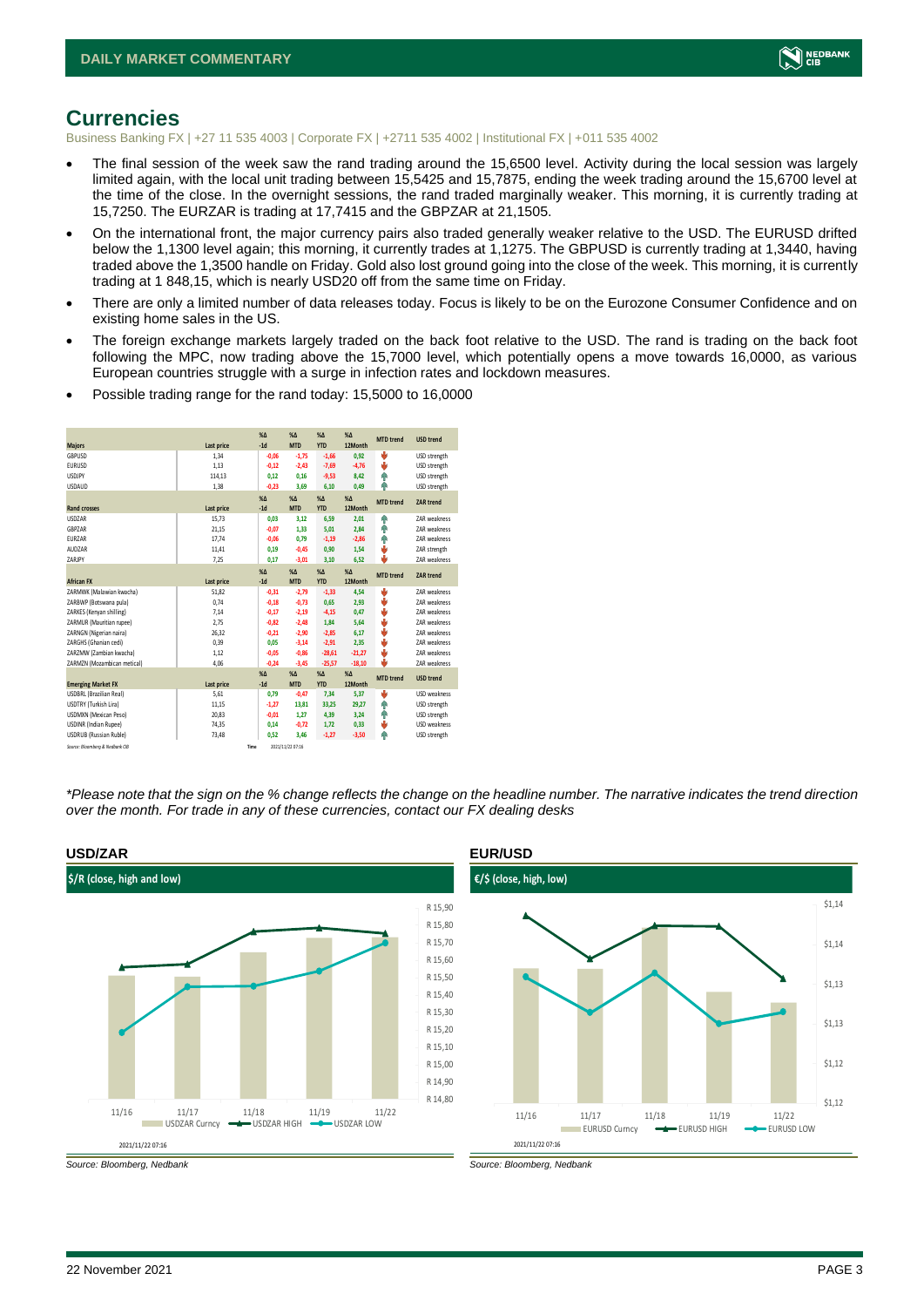# Currencies

Business Banking FX | +27 11 535 4003 | Corporate FX | +2711 535 4002 | Institutional FX | +011 535 4002

- The final session of the week saw the rand trading around the 15,6500 level. Activity during the local session was largely limited again, with the local unit trading between 15,5425 and 15,7875, ending the week trading around the 15,6700 level at the time of the close. In the overnight sessions, the rand traded marginally weaker. This morning, it is currently trading at 15,7250. The EURZAR is trading at 17,7415 and the GBPZAR at 21,1505.
- On the international front, the major currency pairs also traded generally weaker relative to the USD. The EURUSD drifted below the 1,1300 level again; this morning, it currently trades at 1,1275. The GBPUSD is currently trading at 1,3440, having traded above the 1,3500 handle on Friday. Gold also lost ground going into the close of the week. This morning, it is currently trading at 1 848,15, which is nearly USD20 off from the same time on Friday.
- There are only a limited number of data releases today. Focus is likely to be on the Eurozone Consumer Confidence and on existing home sales in the US.
- The foreign exchange markets largely traded on the back foot relative to the USD. The rand is trading on the back foot following the MPC, now trading above the 15,7000 level, which potentially opens a move towards 16,0000, as various European countries struggle with a surge in infection rates and lockdown measures.
- Possible trading range for the rand today: 15,5000 to 16,0000

| Majors | Last price | %Δ -1d | %Δ MTD | %Δ YTD | %Δ 12Month | MTD trend | USD trend |
|---|---|---|---|---|---|---|---|
| GBPUSD | 1,34 | -0,06 | -1,75 | -1,66 | 0,92 | ↓ | USD strength |
| EURUSD | 1,13 | -0,12 | -2,43 | -7,69 | -4,76 | ↓ | USD strength |
| USDJPY | 114,13 | 0,12 | 0,16 | -9,53 | 8,42 | ↑ | USD strength |
| USDAUD | 1,38 | -0,23 | 3,69 | 6,10 | 0,49 | ↑ | USD strength |
| **Rand crosses** | **Last price** | **%Δ -1d** | **%Δ MTD** | **%Δ YTD** | **%Δ 12Month** | **MTD trend** | **ZAR trend** |
| USDZAR | 15,73 | 0,03 | 3,12 | 6,59 | 2,01 | ↑ | ZAR weakness |
| GBPZAR | 21,15 | -0,07 | 1,33 | 5,01 | 2,84 | ↑ | ZAR weakness |
| EURZAR | 17,74 | -0,06 | 0,79 | -1,19 | -2,86 | ↑ | ZAR weakness |
| AUDZAR | 11,41 | 0,19 | -0,45 | 0,90 | 1,54 | ↓ | ZAR strength |
| ZARJPY | 7,25 | 0,17 | -3,01 | 3,10 | 6,52 | ↓ | ZAR weakness |
| **African FX** | **Last price** | **%Δ -1d** | **%Δ MTD** | **%Δ YTD** | **%Δ 12Month** | **MTD trend** | **ZAR trend** |
| ZARMWK (Malawian kwacha) | 51,82 | -0,31 | -2,79 | -1,33 | 4,54 | ↓ | ZAR weakness |
| ZARBWP (Botswana pula) | 0,74 | -0,18 | -0,73 | 0,65 | 2,93 | ↓ | ZAR weakness |
| ZARKES (Kenyan shilling) | 7,14 | -0,17 | -2,19 | -4,15 | 0,47 | ↓ | ZAR weakness |
| ZARMUR (Mauritian rupee) | 2,75 | -0,82 | -2,48 | 1,84 | 5,64 | ↓ | ZAR weakness |
| ZARNGN (Nigerian naira) | 26,32 | -0,21 | -2,90 | -2,85 | 6,17 | ↓ | ZAR weakness |
| ZARGHS (Ghanian cedi) | 0,39 | 0,05 | -3,14 | -2,91 | 2,35 | ↓ | ZAR weakness |
| ZARZMW (Zambian kwacha) | 1,12 | -0,05 | -0,86 | -28,61 | -21,27 | ↓ | ZAR weakness |
| ZARMZN (Mozambican metical) | 4,06 | -0,24 | -3,45 | -25,57 | -18,10 | ↓ | ZAR weakness |
| **Emerging Market FX** | **Last price** | **%Δ -1d** | **%Δ MTD** | **%Δ YTD** | **%Δ 12Month** | **MTD trend** | **USD trend** |
| USDBRL (Brazilian Real) | 5,61 | 0,79 | -0,47 | 7,34 | 5,37 | ↓ | USD weakness |
| USDTRY (Turkish Lira) | 11,15 | -1,27 | 13,81 | 33,25 | 29,27 | ↑ | USD strength |
| USDMXN (Mexican Peso) | 20,83 | -0,01 | 1,27 | 4,39 | 3,24 | ↑ | USD strength |
| USDINR (Indian Rupee) | 74,35 | 0,14 | -0,72 | 1,72 | 0,33 | ↓ | USD weakness |
| USDRUB (Russian Ruble) | 73,48 | 0,52 | 3,46 | -1,27 | -3,50 | ↑ | USD strength |

*Source: Bloomberg & Nedbank CIB* Time 2021/11/22 07:16

*\*Please note that the sign on the % change reflects the change on the headline number. The narrative indicates the trend direction over the month. For trade in any of these currencies, contact our FX dealing desks*

## USD/ZAR

$/R (close, high and low)

Source: Bloomberg, Nedbank

## EUR/USD

€/$ (close, high, low)

Source: Bloomberg, Nedbank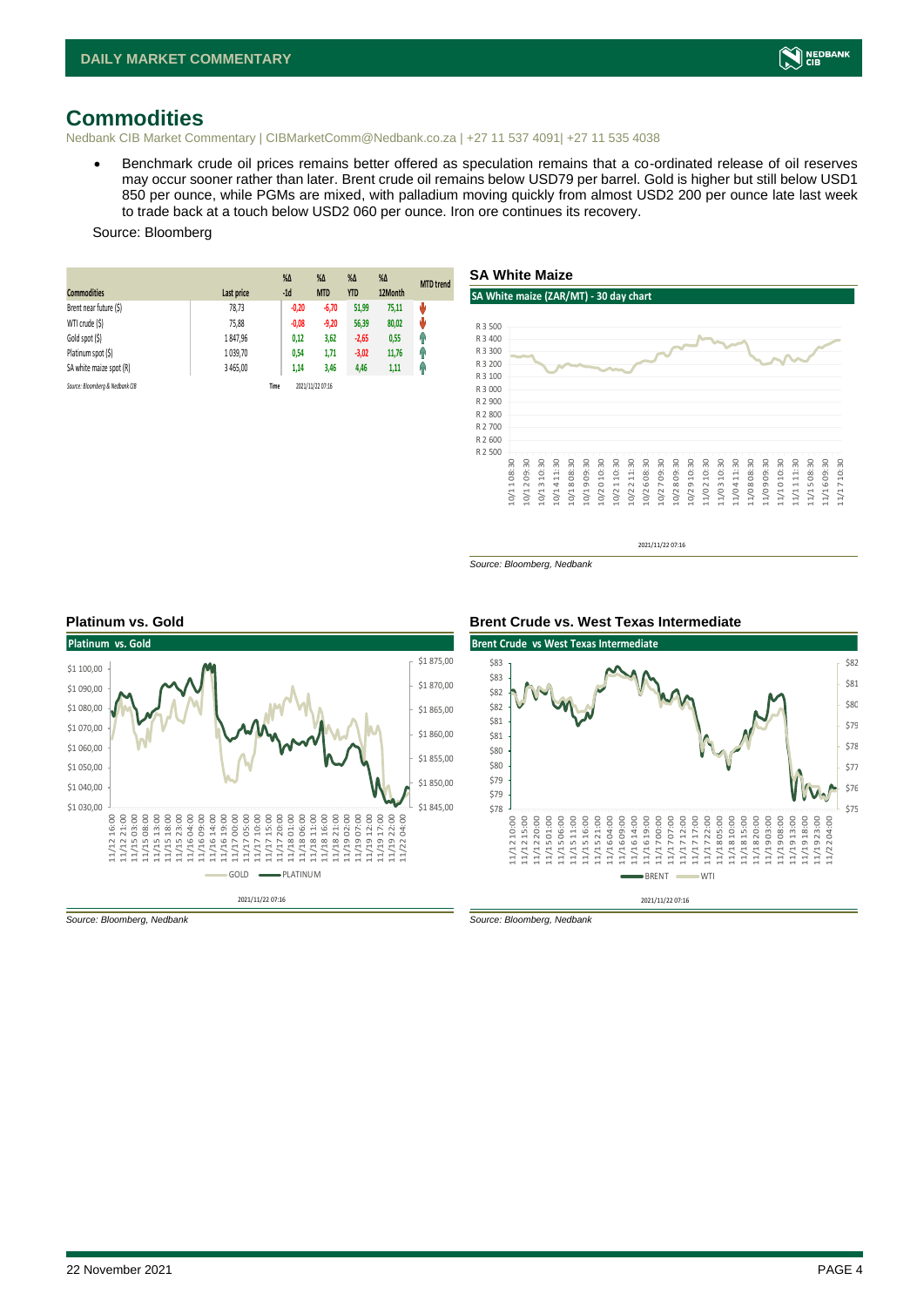# Commodities

Nedbank CIB Market Commentary | CIBMarketComm@Nedbank.co.za | +27 11 537 4091| +27 11 535 4038

- Benchmark crude oil prices remains better offered as speculation remains that a co-ordinated release of oil reserves may occur sooner rather than later. Brent crude oil remains below USD79 per barrel. Gold is higher but still below USD1 850 per ounce, while PGMs are mixed, with palladium moving quickly from almost USD2 200 per ounce late last week to trade back at a touch below USD2 060 per ounce. Iron ore continues its recovery.

Source: Bloomberg

| Commodities | Last price | %Δ -1d | %Δ MTD | %Δ YTD | %Δ 12Month | MTD trend |
|---|---|---|---|---|---|---|
| Brent near future ($) | 78,73 | -0,20 | -6,70 | 51,99 | 75,11 | ↓ |
| WTI crude ($) | 75,88 | -0,08 | -9,20 | 56,39 | 80,02 | ↓ |
| Gold spot ($) | 1 847,96 | 0,12 | 3,62 | -2,65 | 0,55 | ↑ |
| Platinum spot ($) | 1 039,70 | 0,54 | 1,71 | -3,02 | 11,76 | ↑ |
| SA white maize spot (R) | 3 465,00 | 1,14 | 3,46 | 4,46 | 1,11 | ↑ |

*Source: Bloomberg & Nedbank CIB* Time 2021/11/22 07:16

## SA White Maize

*Source: Bloomberg, Nedbank*

## Platinum vs. Gold

*Source: Bloomberg, Nedbank*

## Brent Crude vs. West Texas Intermediate

*Source: Bloomberg, Nedbank*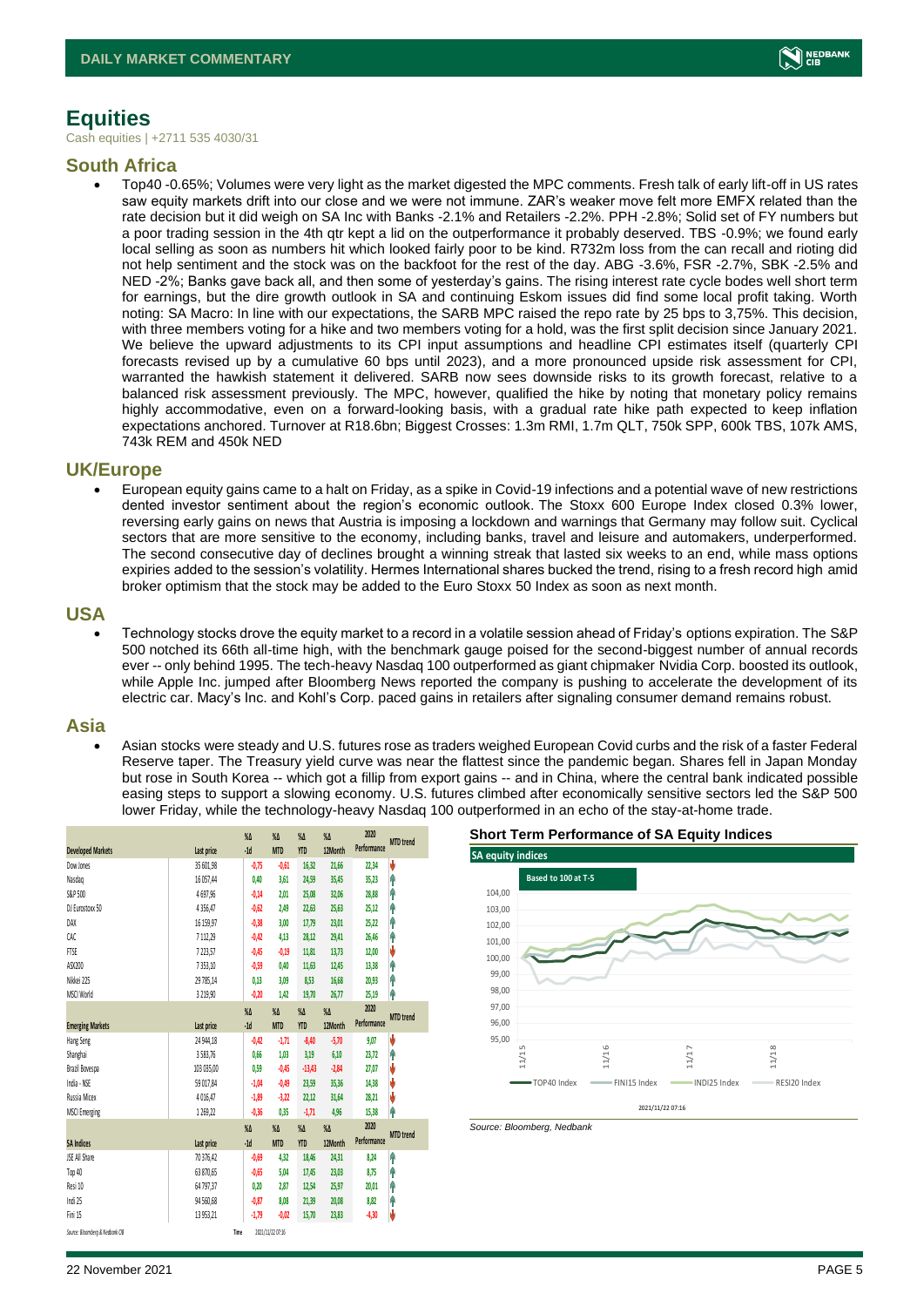# Equities

Cash equities | +2711 535 4030/31

## South Africa

- Top40 -0.65%; Volumes were very light as the market digested the MPC comments. Fresh talk of early lift-off in US rates saw equity markets drift into our close and we were not immune. ZAR's weaker move felt more EMFX related than the rate decision but it did weigh on SA Inc with Banks -2.1% and Retailers -2.2%. PPH -2.8%; Solid set of FY numbers but a poor trading session in the 4th qtr kept a lid on the outperformance it probably deserved. TBS -0.9%; we found early local selling as soon as numbers hit which looked fairly poor to be kind. R732m loss from the can recall and rioting did not help sentiment and the stock was on the backfoot for the rest of the day. ABG -3.6%, FSR -2.7%, SBK -2.5% and NED -2%; Banks gave back all, and then some of yesterday's gains. The rising interest rate cycle bodes well short term for earnings, but the dire growth outlook in SA and continuing Eskom issues did find some local profit taking. Worth noting: SA Macro: In line with our expectations, the SARB MPC raised the repo rate by 25 bps to 3,75%. This decision, with three members voting for a hike and two members voting for a hold, was the first split decision since January 2021. We believe the upward adjustments to its CPI input assumptions and headline CPI estimates itself (quarterly CPI forecasts revised up by a cumulative 60 bps until 2023), and a more pronounced upside risk assessment for CPI, warranted the hawkish statement it delivered. SARB now sees downside risks to its growth forecast, relative to a balanced risk assessment previously. The MPC, however, qualified the hike by noting that monetary policy remains highly accommodative, even on a forward-looking basis, with a gradual rate hike path expected to keep inflation expectations anchored. Turnover at R18.6bn; Biggest Crosses: 1.3m RMI, 1.7m QLT, 750k SPP, 600k TBS, 107k AMS, 743k REM and 450k NED

## UK/Europe

- European equity gains came to a halt on Friday, as a spike in Covid-19 infections and a potential wave of new restrictions dented investor sentiment about the region's economic outlook. The Stoxx 600 Europe Index closed 0.3% lower, reversing early gains on news that Austria is imposing a lockdown and warnings that Germany may follow suit. Cyclical sectors that are more sensitive to the economy, including banks, travel and leisure and automakers, underperformed. The second consecutive day of declines brought a winning streak that lasted six weeks to an end, while mass options expiries added to the session's volatility. Hermes International shares bucked the trend, rising to a fresh record high amid broker optimism that the stock may be added to the Euro Stoxx 50 Index as soon as next month.

## USA

- Technology stocks drove the equity market to a record in a volatile session ahead of Friday's options expiration. The S&P 500 notched its 66th all-time high, with the benchmark gauge poised for the second-biggest number of annual records ever -- only behind 1995. The tech-heavy Nasdaq 100 outperformed as giant chipmaker Nvidia Corp. boosted its outlook, while Apple Inc. jumped after Bloomberg News reported the company is pushing to accelerate the development of its electric car. Macy's Inc. and Kohl's Corp. paced gains in retailers after signaling consumer demand remains robust.

## Asia

- Asian stocks were steady and U.S. futures rose as traders weighed European Covid curbs and the risk of a faster Federal Reserve taper. The Treasury yield curve was near the flattest since the pandemic began. Shares fell in Japan Monday but rose in South Korea -- which got a fillip from export gains -- and in China, where the central bank indicated possible easing steps to support a slowing economy. U.S. futures climbed after economically sensitive sectors led the S&P 500 lower Friday, while the technology-heavy Nasdaq 100 outperformed in an echo of the stay-at-home trade.

| Developed Markets | Last price | %Δ -1d | %Δ MTD | %Δ YTD | %Δ 12Month | 2020 Performance | MTD trend |
|---|---|---|---|---|---|---|---|
| Dow Jones | 35 601,98 | -0,75 | -0,61 | 16,32 | 21,66 | 22,34 | ↓ |
| Nasdaq | 16 057,44 | 0,40 | 3,61 | 24,59 | 35,45 | 35,23 | ↑ |
| S&P 500 | 4 697,96 | -0,14 | 2,01 | 25,08 | 32,06 | 28,88 | ↑ |
| DJ Eurostoxx 50 | 4 356,47 | -0,62 | 2,49 | 22,63 | 25,63 | 25,12 | ↑ |
| DAX | 16 159,97 | -0,38 | 3,00 | 17,79 | 23,01 | 25,22 | ↑ |
| CAC | 7 112,29 | -0,42 | 4,13 | 28,12 | 29,41 | 26,46 | ↑ |
| FTSE | 7 223,57 | -0,45 | -0,19 | 11,81 | 13,73 | 12,00 | ↓ |
| ASX200 | 7 353,10 | -0,59 | 0,40 | 11,63 | 12,45 | 13,38 | ↑ |
| Nikkei 225 | 29 785,14 | 0,13 | 3,09 | 8,53 | 16,68 | 20,93 | ↑ |
| MSCI World | 3 219,90 | -0,20 | 1,42 | 19,70 | 26,77 | 25,19 | ↑ |
| **Emerging Markets** | **Last price** | **%Δ -1d** | **%Δ MTD** | **%Δ YTD** | **%Δ 12Month** | **2020 Performance** | **MTD trend** |
| Hang Seng | 24 944,18 | -0,42 | -1,71 | -8,40 | -5,70 | 9,07 | ↓ |
| Shanghai | 3 583,76 | 0,66 | 1,03 | 3,19 | 6,10 | 23,72 | ↑ |
| Brazil Bovespa | 103 035,00 | 0,59 | -0,45 | -13,43 | -2,84 | 27,07 | ↓ |
| India - NSE | 59 017,84 | -1,04 | -0,49 | 23,59 | 35,36 | 14,38 | ↓ |
| Russia Micex | 4 016,47 | -1,89 | -3,22 | 22,12 | 31,64 | 28,21 | ↓ |
| MSCI Emerging | 1 269,22 | -0,36 | 0,35 | -1,71 | 4,96 | 15,38 | ↑ |
| **SA Indices** | **Last price** | **%Δ -1d** | **%Δ MTD** | **%Δ YTD** | **%Δ 12Month** | **2020 Performance** | **MTD trend** |
| JSE All Share | 70 376,42 | -0,69 | 4,32 | 18,46 | 24,31 | 8,24 | ↑ |
| Top 40 | 63 870,65 | -0,65 | 5,04 | 17,45 | 23,03 | 8,75 | ↑ |
| Resi 10 | 64 797,37 | 0,20 | 2,87 | 12,54 | 25,97 | 20,01 | ↑ |
| Indi 25 | 94 560,68 | -0,87 | 8,08 | 21,39 | 20,08 | 8,82 | ↑ |
| Fini 15 | 13 953,21 | -1,79 | -0,02 | 15,70 | 23,83 | -4,30 | ↓ |

Source: Bloomberg & Nedbank CIB    Time 2021/11/22 07:16

### Short Term Performance of SA Equity Indices

Source: Bloomberg, Nedbank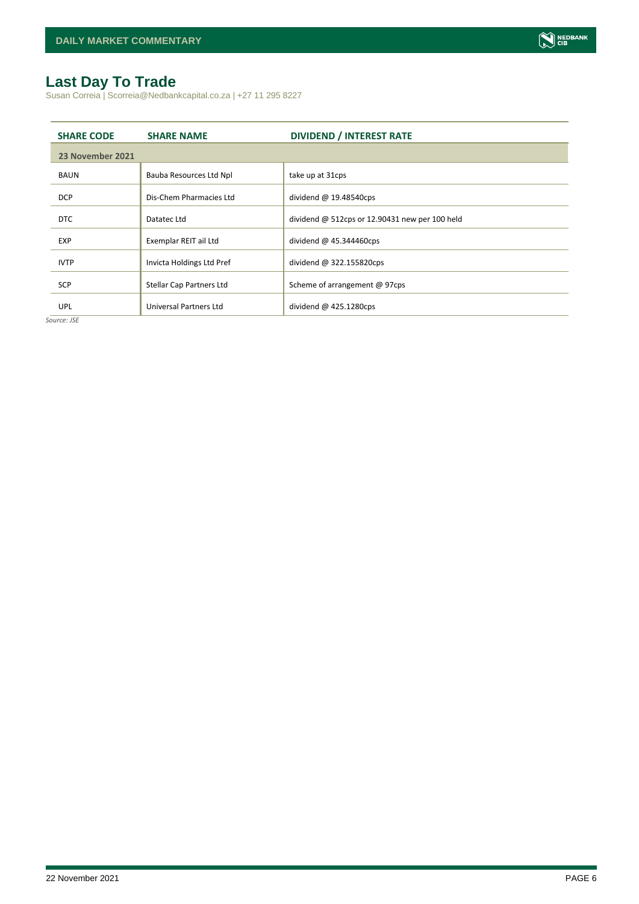# Last Day To Trade

Susan Correia | Scorreia@Nedbankcapital.co.za | +27 11 295 8227

| SHARE CODE | SHARE NAME | DIVIDEND / INTEREST RATE |
|---|---|---|
| **23 November 2021** | | |
| BAUN | Bauba Resources Ltd Npl | take up at 31cps |
| DCP | Dis-Chem Pharmacies Ltd | dividend @ 19.48540cps |
| DTC | Datatec Ltd | dividend @ 512cps or 12.90431 new per 100 held |
| EXP | Exemplar REIT ail Ltd | dividend @ 45.344460cps |
| IVTP | Invicta Holdings Ltd Pref | dividend @ 322.155820cps |
| SCP | Stellar Cap Partners Ltd | Scheme of arrangement @ 97cps |
| UPL | Universal Partners Ltd | dividend @ 425.1280cps |

*Source: JSE*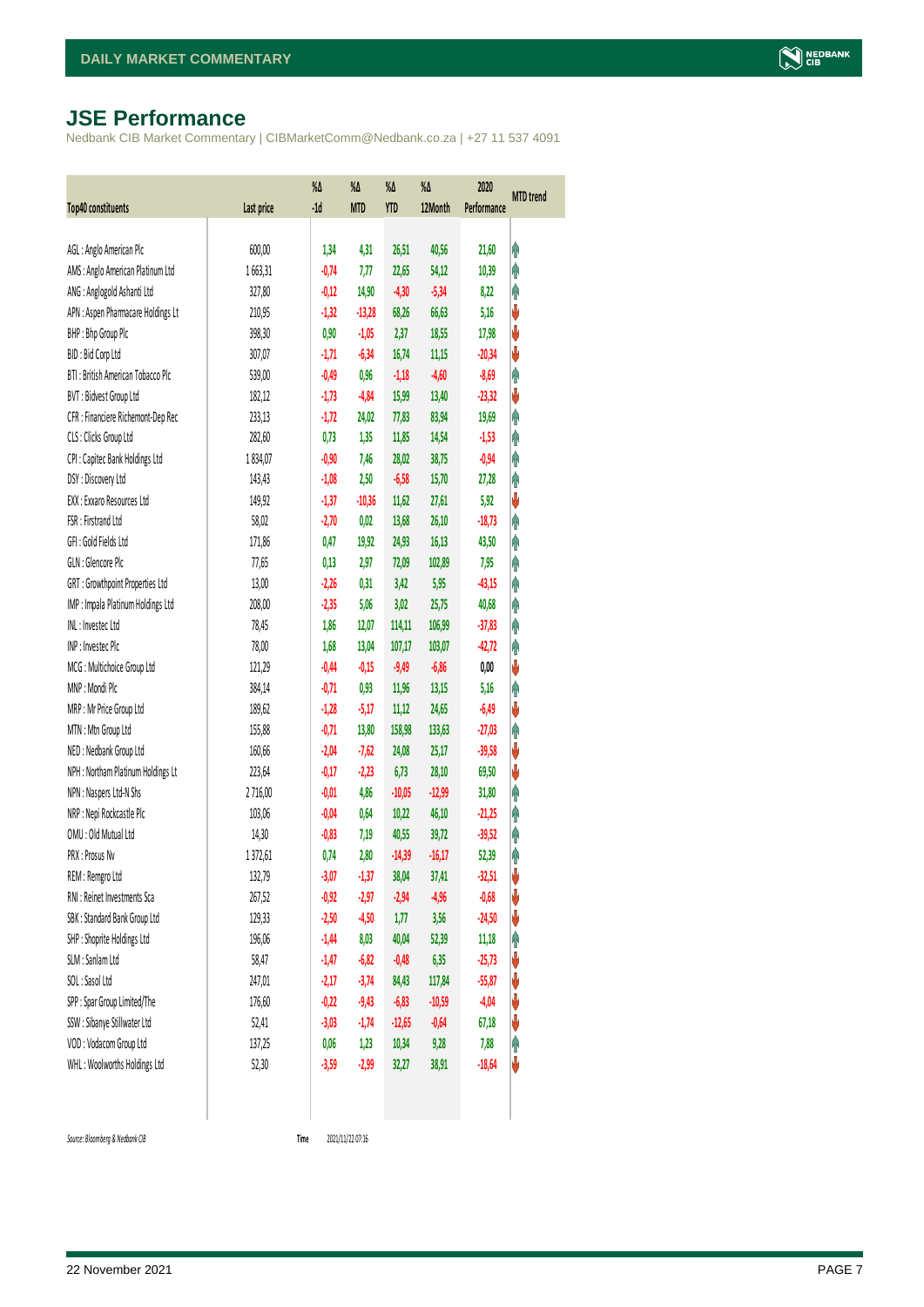# JSE Performance

Nedbank CIB Market Commentary | CIBMarketComm@Nedbank.co.za | +27 11 537 4091

| Top40 constituents | Last price | %Δ -1d | %Δ MTD | %Δ YTD | %Δ 12Month | 2020 Performance | MTD trend |
|---|---|---|---|---|---|---|---|
| AGL : Anglo American Plc | 600,00 | 1,34 | 4,31 | 26,51 | 40,56 | 21,60 | ↑ |
| AMS : Anglo American Platinum Ltd | 1 663,31 | -0,74 | 7,77 | 22,65 | 54,12 | 10,39 | ↑ |
| ANG : Anglogold Ashanti Ltd | 327,80 | -0,12 | 14,90 | -4,30 | -5,34 | 8,22 | ↑ |
| APN : Aspen Pharmacare Holdings Lt | 210,95 | -1,32 | -13,28 | 68,26 | 66,63 | 5,16 | ↓ |
| BHP : Bhp Group Plc | 398,30 | 0,90 | -1,05 | 2,37 | 18,55 | 17,98 | ↓ |
| BID : Bid Corp Ltd | 307,07 | -1,71 | -6,34 | 16,74 | 11,15 | -20,34 | ↓ |
| BTI : British American Tobacco Plc | 539,00 | -0,49 | 0,96 | -1,18 | -4,60 | -8,69 | ↑ |
| BVT : Bidvest Group Ltd | 182,12 | -1,73 | -4,84 | 15,99 | 13,40 | -23,32 | ↓ |
| CFR : Financiere Richemont-Dep Rec | 233,13 | -1,72 | 24,02 | 77,83 | 83,94 | 19,69 | ↑ |
| CLS : Clicks Group Ltd | 282,60 | 0,73 | 1,35 | 11,85 | 14,54 | -1,53 | ↑ |
| CPI : Capitec Bank Holdings Ltd | 1 834,07 | -0,90 | 7,46 | 28,02 | 38,75 | -0,94 | ↑ |
| DSY : Discovery Ltd | 143,43 | -1,08 | 2,50 | -6,58 | 15,70 | 27,28 | ↑ |
| EXX : Exxaro Resources Ltd | 149,92 | -1,37 | -10,36 | 11,62 | 27,61 | 5,92 | ↓ |
| FSR : Firstrand Ltd | 58,02 | -2,70 | 0,02 | 13,68 | 26,10 | -18,73 | ↑ |
| GFI : Gold Fields Ltd | 171,86 | 0,47 | 19,92 | 24,93 | 16,13 | 43,50 | ↑ |
| GLN : Glencore Plc | 77,65 | 0,13 | 2,97 | 72,09 | 102,89 | 7,95 | ↑ |
| GRT : Growthpoint Properties Ltd | 13,00 | -2,26 | 0,31 | 3,42 | 5,95 | -43,15 | ↑ |
| IMP : Impala Platinum Holdings Ltd | 208,00 | -2,35 | 5,06 | 3,02 | 25,75 | 40,68 | ↑ |
| INL : Investec Ltd | 78,45 | 1,86 | 12,07 | 114,11 | 106,99 | -37,83 | ↑ |
| INP : Investec Plc | 78,00 | 1,68 | 13,04 | 107,17 | 103,07 | -42,72 | ↑ |
| MCG : Multichoice Group Ltd | 121,29 | -0,44 | -0,15 | -9,49 | -6,86 | 0,00 | ↓ |
| MNP : Mondi Plc | 384,14 | -0,71 | 0,93 | 11,96 | 13,15 | 5,16 | ↑ |
| MRP : Mr Price Group Ltd | 189,62 | -1,28 | -5,17 | 11,12 | 24,65 | -6,49 | ↓ |
| MTN : Mtn Group Ltd | 155,88 | -0,71 | 13,80 | 158,98 | 133,63 | -27,03 | ↑ |
| NED : Nedbank Group Ltd | 160,66 | -2,04 | -7,62 | 24,08 | 25,17 | -39,58 | ↓ |
| NPH : Northam Platinum Holdings Lt | 223,64 | -0,17 | -2,23 | 6,73 | 28,10 | 69,50 | ↓ |
| NPN : Naspers Ltd-N Shs | 2 716,00 | -0,01 | 4,86 | -10,05 | -12,99 | 31,80 | ↑ |
| NRP : Nepi Rockcastle Plc | 103,06 | -0,04 | 0,64 | 10,22 | 46,10 | -21,25 | ↑ |
| OMU : Old Mutual Ltd | 14,30 | -0,83 | 7,19 | 40,55 | 39,72 | -39,52 | ↑ |
| PRX : Prosus Nv | 1 372,61 | 0,74 | 2,80 | -14,39 | -16,17 | 52,39 | ↑ |
| REM : Remgro Ltd | 132,79 | -3,07 | -1,37 | 38,04 | 37,41 | -32,51 | ↓ |
| RNI : Reinet Investments Sca | 267,52 | -0,92 | -2,97 | -2,94 | -4,96 | -0,68 | ↓ |
| SBK : Standard Bank Group Ltd | 129,33 | -2,50 | -4,50 | 1,77 | 3,56 | -24,50 | ↓ |
| SHP : Shoprite Holdings Ltd | 196,06 | -1,44 | 8,03 | 40,04 | 52,39 | 11,18 | ↑ |
| SLM : Sanlam Ltd | 58,47 | -1,47 | -6,82 | -0,48 | 6,35 | -25,73 | ↓ |
| SOL : Sasol Ltd | 247,01 | -2,17 | -3,74 | 84,43 | 117,84 | -55,87 | ↓ |
| SPP : Spar Group Limited/The | 176,60 | -0,22 | -9,43 | -6,83 | -10,59 | -4,04 | ↓ |
| SSW : Sibanye Stillwater Ltd | 52,41 | -3,03 | -1,74 | -12,65 | -0,64 | 67,18 | ↓ |
| VOD : Vodacom Group Ltd | 137,25 | 0,06 | 1,23 | 10,34 | 9,28 | 7,88 | ↑ |
| WHL : Woolworths Holdings Ltd | 52,30 | -3,59 | -2,99 | 32,27 | 38,91 | -18,64 | ↓ |

*Source: Bloomberg & Nedbank CIB* Time 2021/11/22 07:16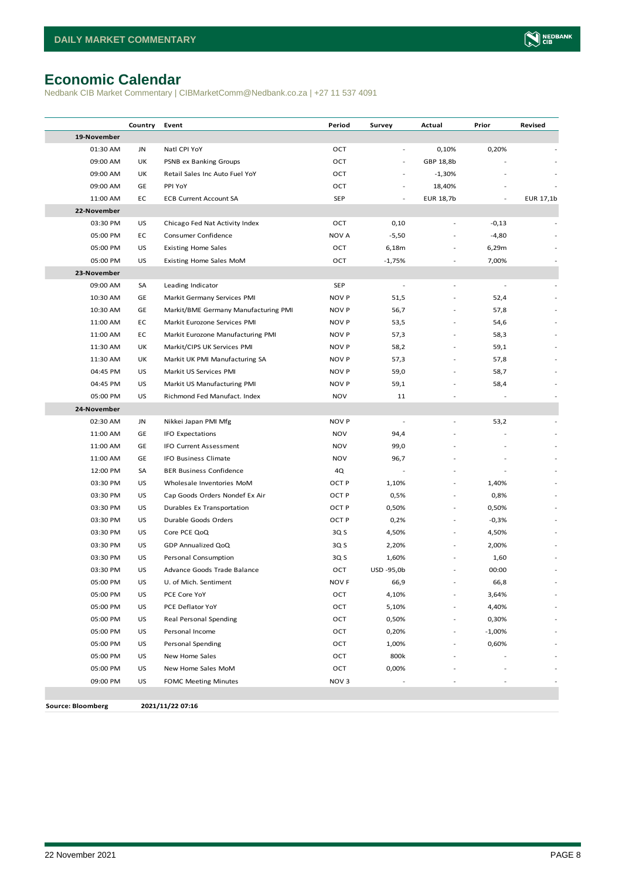# Economic Calendar

Nedbank CIB Market Commentary | CIBMarketComm@Nedbank.co.za | +27 11 537 4091

| | Country | Event | Period | Survey | Actual | Prior | Revised |
|---|---|---|---|---|---|---|---|
| **19-November** | | | | | | | |
| 01:30 AM | JN | Natl CPI YoY | OCT | - | 0,10% | 0,20% | - |
| 09:00 AM | UK | PSNB ex Banking Groups | OCT | - | GBP 18,8b | - | - |
| 09:00 AM | UK | Retail Sales Inc Auto Fuel YoY | OCT | - | -1,30% | - | - |
| 09:00 AM | GE | PPI YoY | OCT | - | 18,40% | - | - |
| 11:00 AM | EC | ECB Current Account SA | SEP | - | EUR 18,7b | - | EUR 17,1b |
| **22-November** | | | | | | | |
| 03:30 PM | US | Chicago Fed Nat Activity Index | OCT | 0,10 | - | -0,13 | - |
| 05:00 PM | EC | Consumer Confidence | NOV A | -5,50 | - | -4,80 | - |
| 05:00 PM | US | Existing Home Sales | OCT | 6,18m | - | 6,29m | - |
| 05:00 PM | US | Existing Home Sales MoM | OCT | -1,75% | - | 7,00% | - |
| **23-November** | | | | | | | |
| 09:00 AM | SA | Leading Indicator | SEP | - | - | - | - |
| 10:30 AM | GE | Markit Germany Services PMI | NOV P | 51,5 | - | 52,4 | - |
| 10:30 AM | GE | Markit/BME Germany Manufacturing PMI | NOV P | 56,7 | - | 57,8 | - |
| 11:00 AM | EC | Markit Eurozone Services PMI | NOV P | 53,5 | - | 54,6 | - |
| 11:00 AM | EC | Markit Eurozone Manufacturing PMI | NOV P | 57,3 | - | 58,3 | - |
| 11:30 AM | UK | Markit/CIPS UK Services PMI | NOV P | 58,2 | - | 59,1 | - |
| 11:30 AM | UK | Markit UK PMI Manufacturing SA | NOV P | 57,3 | - | 57,8 | - |
| 04:45 PM | US | Markit US Services PMI | NOV P | 59,0 | - | 58,7 | - |
| 04:45 PM | US | Markit US Manufacturing PMI | NOV P | 59,1 | - | 58,4 | - |
| 05:00 PM | US | Richmond Fed Manufact. Index | NOV | 11 | - | - | - |
| **24-November** | | | | | | | |
| 02:30 AM | JN | Nikkei Japan PMI Mfg | NOV P | - | - | 53,2 | - |
| 11:00 AM | GE | IFO Expectations | NOV | 94,4 | - | - | - |
| 11:00 AM | GE | IFO Current Assessment | NOV | 99,0 | - | - | - |
| 11:00 AM | GE | IFO Business Climate | NOV | 96,7 | - | - | - |
| 12:00 PM | SA | BER Business Confidence | 4Q | - | - | - | - |
| 03:30 PM | US | Wholesale Inventories MoM | OCT P | 1,10% | - | 1,40% | - |
| 03:30 PM | US | Cap Goods Orders Nondef Ex Air | OCT P | 0,5% | - | 0,8% | - |
| 03:30 PM | US | Durables Ex Transportation | OCT P | 0,50% | - | 0,50% | - |
| 03:30 PM | US | Durable Goods Orders | OCT P | 0,2% | - | -0,3% | - |
| 03:30 PM | US | Core PCE QoQ | 3Q S | 4,50% | - | 4,50% | - |
| 03:30 PM | US | GDP Annualized QoQ | 3Q S | 2,20% | - | 2,00% | - |
| 03:30 PM | US | Personal Consumption | 3Q S | 1,60% | - | 1,60 | - |
| 03:30 PM | US | Advance Goods Trade Balance | OCT | USD -95,0b | - | 00:00 | - |
| 05:00 PM | US | U. of Mich. Sentiment | NOV F | 66,9 | - | 66,8 | - |
| 05:00 PM | US | PCE Core YoY | OCT | 4,10% | - | 3,64% | - |
| 05:00 PM | US | PCE Deflator YoY | OCT | 5,10% | - | 4,40% | - |
| 05:00 PM | US | Real Personal Spending | OCT | 0,50% | - | 0,30% | - |
| 05:00 PM | US | Personal Income | OCT | 0,20% | - | -1,00% | - |
| 05:00 PM | US | Personal Spending | OCT | 1,00% | - | 0,60% | - |
| 05:00 PM | US | New Home Sales | OCT | 800k | - | - | - |
| 05:00 PM | US | New Home Sales MoM | OCT | 0,00% | - | - | - |
| 09:00 PM | US | FOMC Meeting Minutes | NOV 3 | - | - | - | - |

**Source: Bloomberg** **2021/11/22 07:16**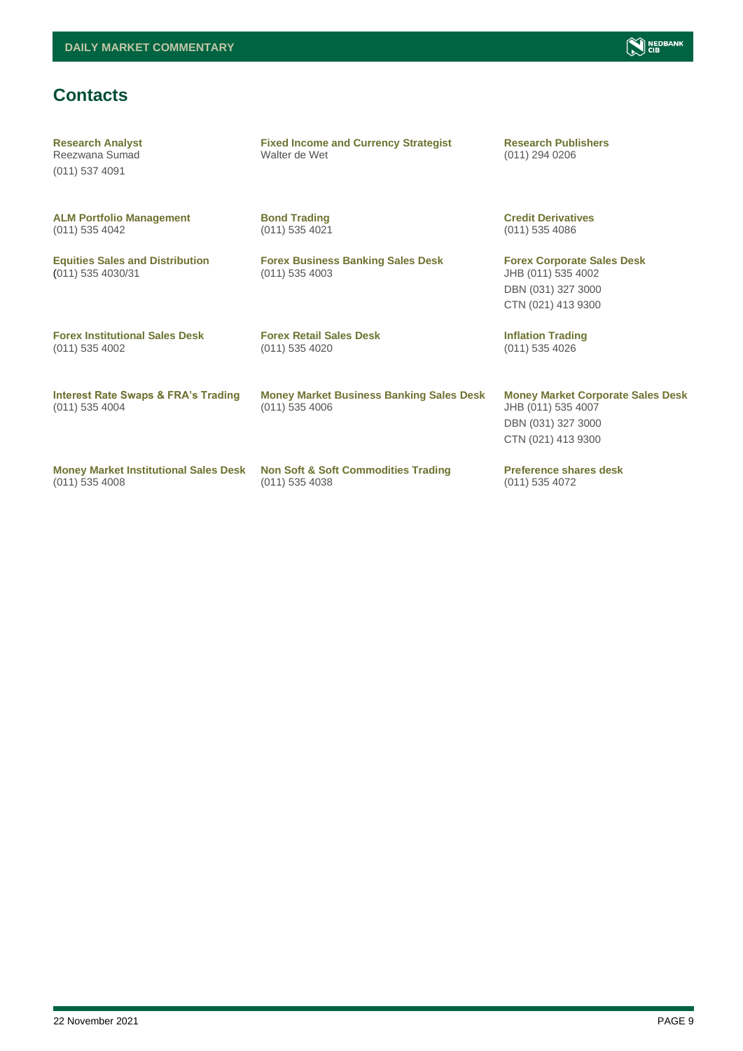## Contacts

**Research Analyst**
Reezwana Sumad
(011) 537 4091

**Fixed Income and Currency Strategist**
Walter de Wet

**Research Publishers**
(011) 294 0206

**ALM Portfolio Management**
(011) 535 4042

**Bond Trading**
(011) 535 4021

**Credit Derivatives**
(011) 535 4086

**Equities Sales and Distribution**
(011) 535 4030/31

**Forex Business Banking Sales Desk**
(011) 535 4003

**Forex Corporate Sales Desk**
JHB (011) 535 4002
DBN (031) 327 3000
CTN (021) 413 9300

**Forex Institutional Sales Desk**
(011) 535 4002

**Forex Retail Sales Desk**
(011) 535 4020

**Inflation Trading**
(011) 535 4026

**Interest Rate Swaps & FRA's Trading**
(011) 535 4004

**Money Market Business Banking Sales Desk**
(011) 535 4006

**Money Market Corporate Sales Desk**
JHB (011) 535 4007
DBN (031) 327 3000
CTN (021) 413 9300

**Money Market Institutional Sales Desk**
(011) 535 4008

**Non Soft & Soft Commodities Trading**
(011) 535 4038

**Preference shares desk**
(011) 535 4072